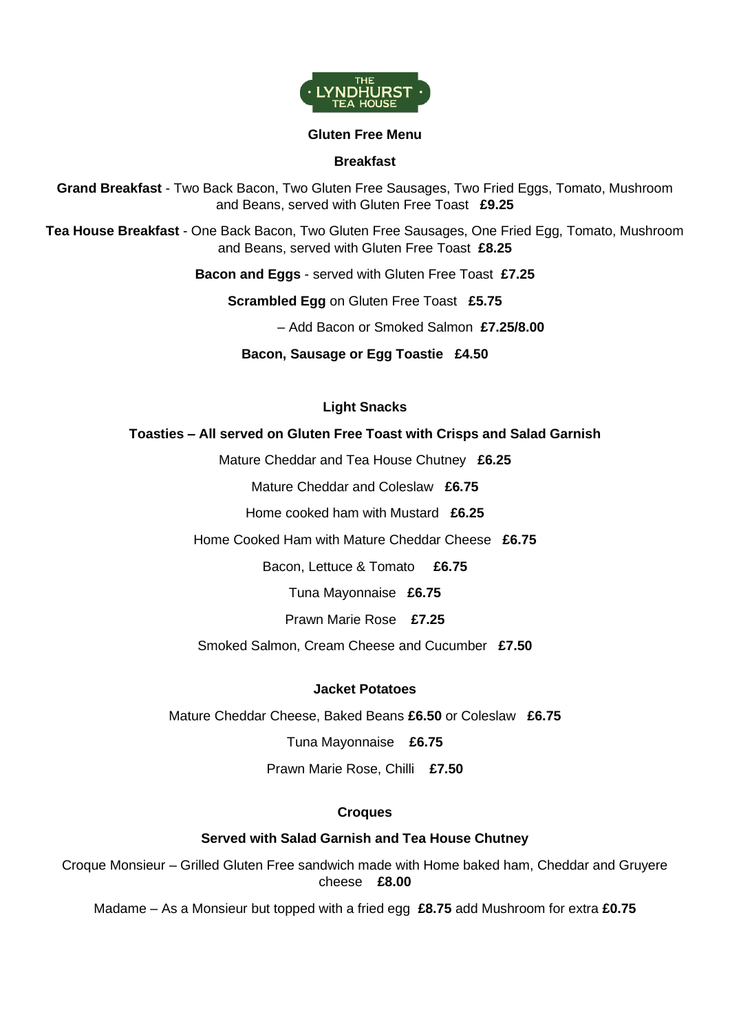THE LYNDHURST TEA HOUSE

# Gluten Free Menu

## Breakfast

**Grand Breakfast** - Two Back Bacon, Two Gluten Free Sausages, Two Fried Eggs, Tomato, Mushroom and Beans, served with Gluten Free Toast **£9.25**

**Tea House Breakfast** - One Back Bacon, Two Gluten Free Sausages, One Fried Egg, Tomato, Mushroom and Beans, served with Gluten Free Toast **£8.25**

**Bacon and Eggs** - served with Gluten Free Toast **£7.25**

**Scrambled Egg** on Gluten Free Toast **£5.75**

– Add Bacon or Smoked Salmon **£7.25/8.00**

**Bacon, Sausage or Egg Toastie £4.50**

## Light Snacks

**Toasties – All served on Gluten Free Toast with Crisps and Salad Garnish**

Mature Cheddar and Tea House Chutney **£6.25**

Mature Cheddar and Coleslaw **£6.75**

Home cooked ham with Mustard **£6.25**

Home Cooked Ham with Mature Cheddar Cheese **£6.75**

Bacon, Lettuce & Tomato **£6.75**

Tuna Mayonnaise **£6.75**

Prawn Marie Rose **£7.25**

Smoked Salmon, Cream Cheese and Cucumber **£7.50**

## Jacket Potatoes

Mature Cheddar Cheese, Baked Beans **£6.50** or Coleslaw **£6.75**

Tuna Mayonnaise **£6.75**

Prawn Marie Rose, Chilli **£7.50**

## Croques

**Served with Salad Garnish and Tea House Chutney**

Croque Monsieur – Grilled Gluten Free sandwich made with Home baked ham, Cheddar and Gruyere cheese **£8.00**

Madame – As a Monsieur but topped with a fried egg **£8.75** add Mushroom for extra **£0.75**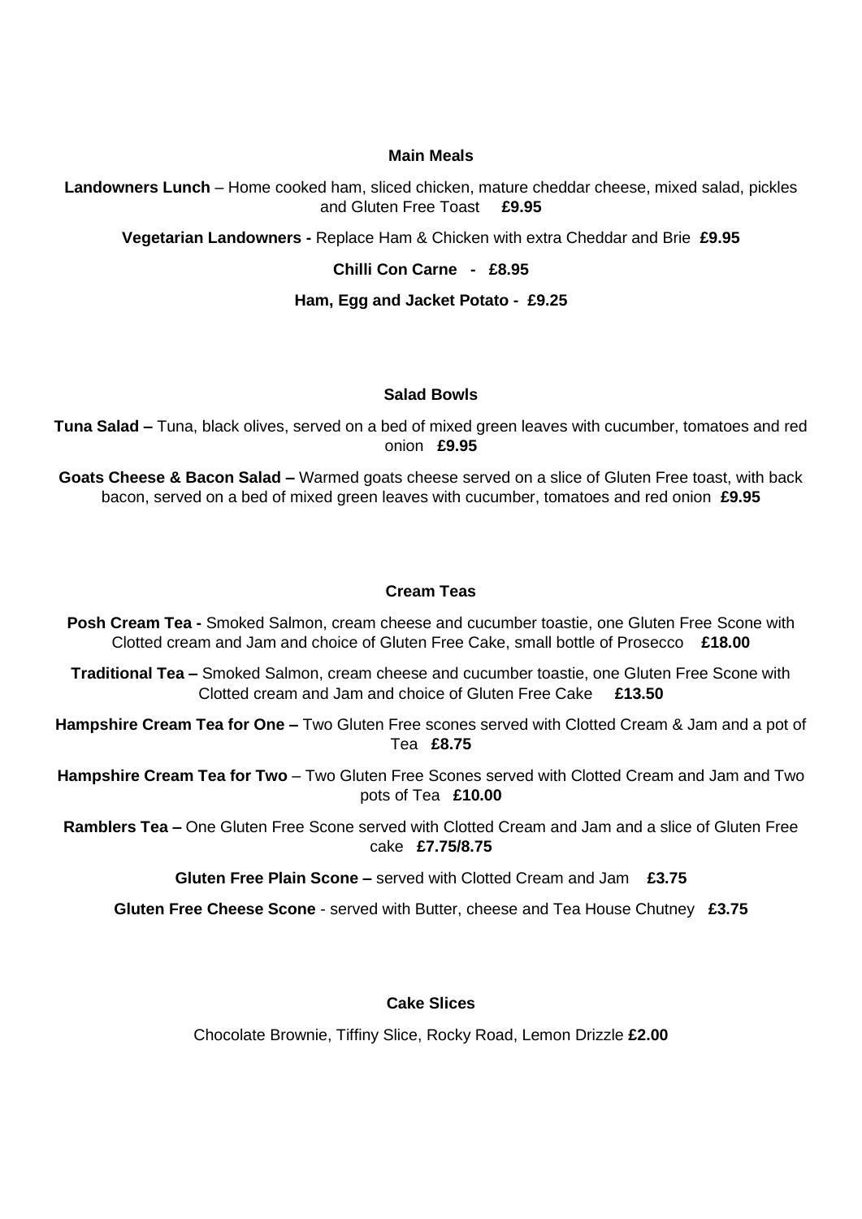## Main Meals

**Landowners Lunch** – Home cooked ham, sliced chicken, mature cheddar cheese, mixed salad, pickles and Gluten Free Toast **£9.95**

**Vegetarian Landowners -** Replace Ham & Chicken with extra Cheddar and Brie **£9.95**

**Chilli Con Carne - £8.95**

**Ham, Egg and Jacket Potato - £9.25**

## Salad Bowls

**Tuna Salad –** Tuna, black olives, served on a bed of mixed green leaves with cucumber, tomatoes and red onion **£9.95**

**Goats Cheese & Bacon Salad –** Warmed goats cheese served on a slice of Gluten Free toast, with back bacon, served on a bed of mixed green leaves with cucumber, tomatoes and red onion **£9.95**

## Cream Teas

**Posh Cream Tea -** Smoked Salmon, cream cheese and cucumber toastie, one Gluten Free Scone with Clotted cream and Jam and choice of Gluten Free Cake, small bottle of Prosecco **£18.00**

**Traditional Tea –** Smoked Salmon, cream cheese and cucumber toastie, one Gluten Free Scone with Clotted cream and Jam and choice of Gluten Free Cake **£13.50**

**Hampshire Cream Tea for One –** Two Gluten Free scones served with Clotted Cream & Jam and a pot of Tea **£8.75**

**Hampshire Cream Tea for Two** – Two Gluten Free Scones served with Clotted Cream and Jam and Two pots of Tea **£10.00**

**Ramblers Tea –** One Gluten Free Scone served with Clotted Cream and Jam and a slice of Gluten Free cake **£7.75/8.75**

**Gluten Free Plain Scone –** served with Clotted Cream and Jam **£3.75**

**Gluten Free Cheese Scone** - served with Butter, cheese and Tea House Chutney **£3.75**

## Cake Slices

Chocolate Brownie, Tiffiny Slice, Rocky Road, Lemon Drizzle **£2.00**